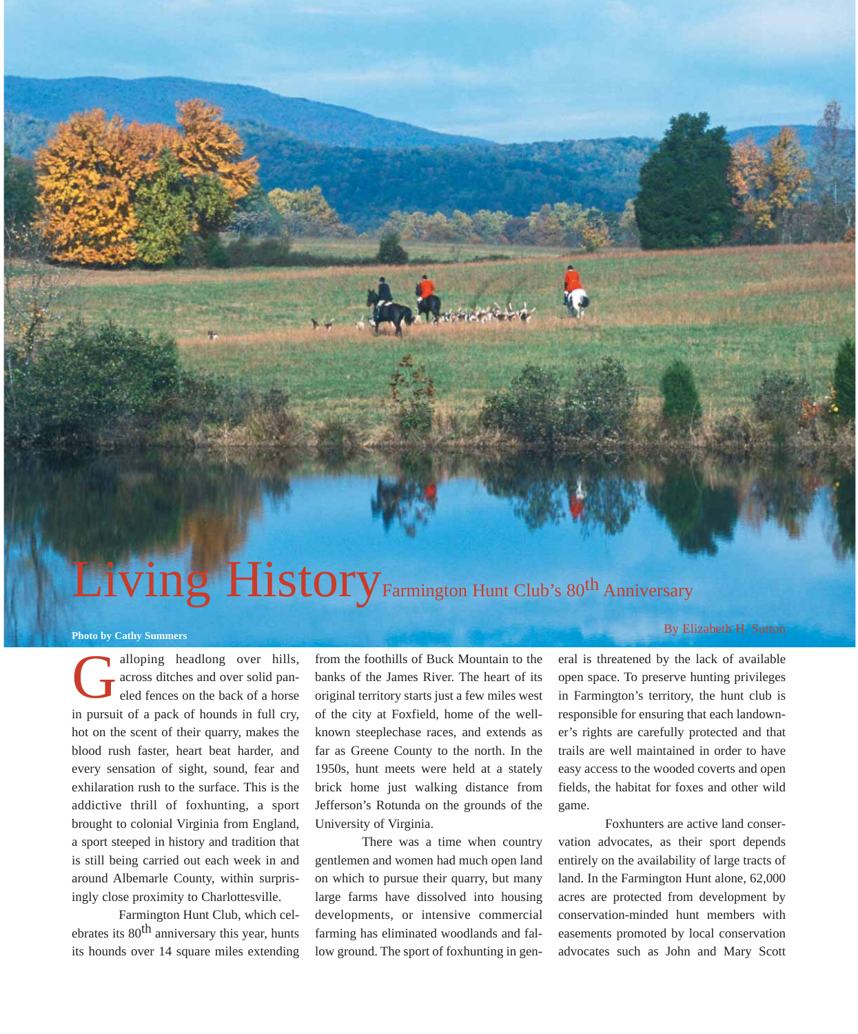# Living History

## Farmington Hunt Club's 80th Anniversary

By Elizabeth H. Sutton

Photo by Cathy Summers

Galloping headlong over hills, across ditches and over solid paneled fences on the back of a horse in pursuit of a pack of hounds in full cry, hot on the scent of their quarry, makes the blood rush faster, heart beat harder, and every sensation of sight, sound, fear and exhilaration rush to the surface. This is the addictive thrill of foxhunting, a sport brought to colonial Virginia from England, a sport steeped in history and tradition that is still being carried out each week in and around Albemarle County, within surprisingly close proximity to Charlottesville.

Farmington Hunt Club, which celebrates its 80th anniversary this year, hunts its hounds over 14 square miles extending from the foothills of Buck Mountain to the banks of the James River. The heart of its original territory starts just a few miles west of the city at Foxfield, home of the well-known steeplechase races, and extends as far as Greene County to the north. In the 1950s, hunt meets were held at a stately brick home just walking distance from Jefferson's Rotunda on the grounds of the University of Virginia.

There was a time when country gentlemen and women had much open land on which to pursue their quarry, but many large farms have dissolved into housing developments, or intensive commercial farming has eliminated woodlands and fallow ground. The sport of foxhunting in general is threatened by the lack of available open space. To preserve hunting privileges in Farmington's territory, the hunt club is responsible for ensuring that each landowner's rights are carefully protected and that trails are well maintained in order to have easy access to the wooded coverts and open fields, the habitat for foxes and other wild game.

Foxhunters are active land conservation advocates, as their sport depends entirely on the availability of large tracts of land. In the Farmington Hunt alone, 62,000 acres are protected from development by conservation-minded hunt members with easements promoted by local conservation advocates such as John and Mary Scott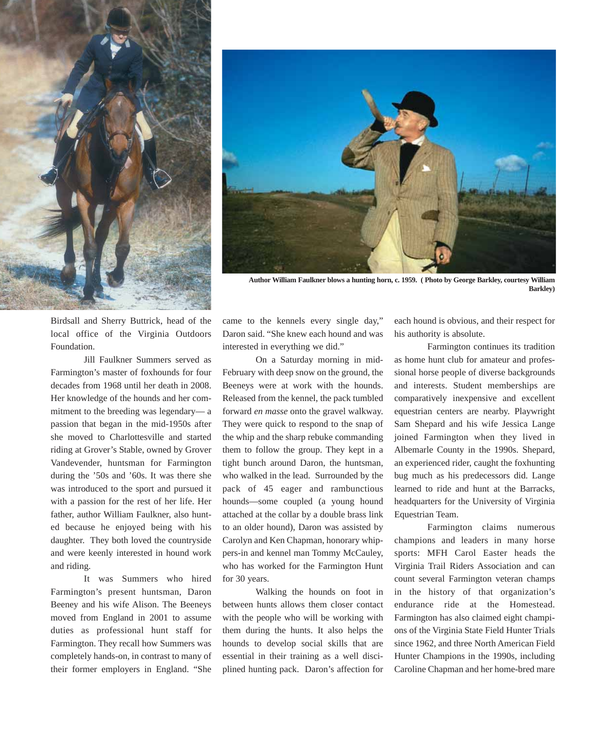Author William Faulkner blows a hunting horn, c. 1959. ( Photo by George Barkley, courtesy William Barkley)

Birdsall and Sherry Buttrick, head of the local office of the Virginia Outdoors Foundation.

Jill Faulkner Summers served as Farmington's master of foxhounds for four decades from 1968 until her death in 2008. Her knowledge of the hounds and her commitment to the breeding was legendary— a passion that began in the mid-1950s after she moved to Charlottesville and started riding at Grover's Stable, owned by Grover Vandevender, huntsman for Farmington during the '50s and '60s. It was there she was introduced to the sport and pursued it with a passion for the rest of her life. Her father, author William Faulkner, also hunted because he enjoyed being with his daughter. They both loved the countryside and were keenly interested in hound work and riding.

It was Summers who hired Farmington's present huntsman, Daron Beeney and his wife Alison. The Beeneys moved from England in 2001 to assume duties as professional hunt staff for Farmington. They recall how Summers was completely hands-on, in contrast to many of their former employers in England. "She came to the kennels every single day," Daron said. "She knew each hound and was interested in everything we did."

On a Saturday morning in mid-February with deep snow on the ground, the Beeneys were at work with the hounds. Released from the kennel, the pack tumbled forward *en masse* onto the gravel walkway. They were quick to respond to the snap of the whip and the sharp rebuke commanding them to follow the group. They kept in a tight bunch around Daron, the huntsman, who walked in the lead. Surrounded by the pack of 45 eager and rambunctious hounds—some coupled (a young hound attached at the collar by a double brass link to an older hound), Daron was assisted by Carolyn and Ken Chapman, honorary whippers-in and kennel man Tommy McCauley, who has worked for the Farmington Hunt for 30 years.

Walking the hounds on foot in between hunts allows them closer contact with the people who will be working with them during the hunts. It also helps the hounds to develop social skills that are essential in their training as a well disciplined hunting pack. Daron's affection for each hound is obvious, and their respect for his authority is absolute.

Farmington continues its tradition as home hunt club for amateur and professional horse people of diverse backgrounds and interests. Student memberships are comparatively inexpensive and excellent equestrian centers are nearby. Playwright Sam Shepard and his wife Jessica Lange joined Farmington when they lived in Albemarle County in the 1990s. Shepard, an experienced rider, caught the foxhunting bug much as his predecessors did. Lange learned to ride and hunt at the Barracks, headquarters for the University of Virginia Equestrian Team.

Farmington claims numerous champions and leaders in many horse sports: MFH Carol Easter heads the Virginia Trail Riders Association and can count several Farmington veteran champs in the history of that organization's endurance ride at the Homestead. Farmington has also claimed eight champions of the Virginia State Field Hunter Trials since 1962, and three North American Field Hunter Champions in the 1990s, including Caroline Chapman and her home-bred mare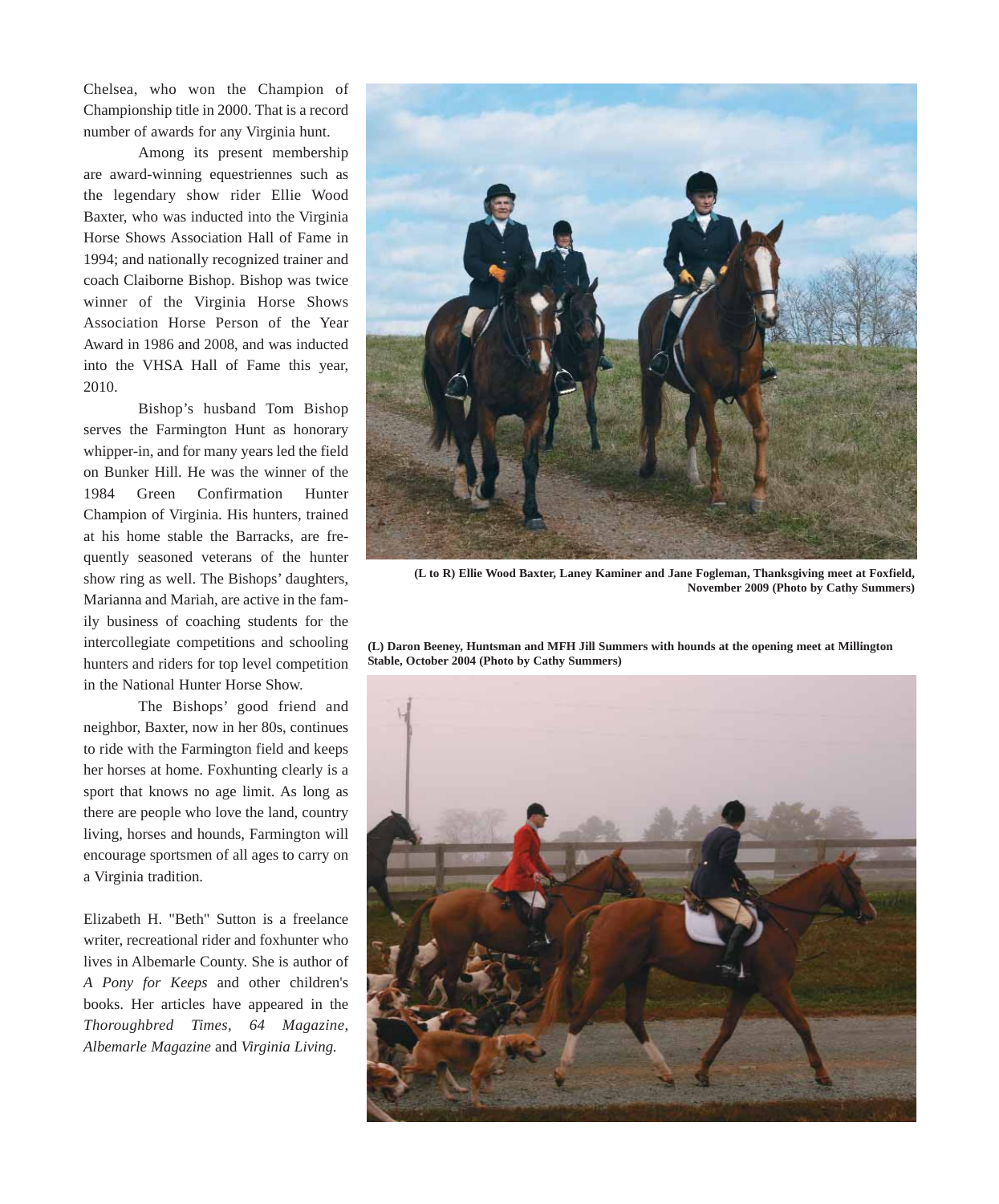Chelsea, who won the Champion of Championship title in 2000. That is a record number of awards for any Virginia hunt.

Among its present membership are award-winning equestriennes such as the legendary show rider Ellie Wood Baxter, who was inducted into the Virginia Horse Shows Association Hall of Fame in 1994; and nationally recognized trainer and coach Claiborne Bishop. Bishop was twice winner of the Virginia Horse Shows Association Horse Person of the Year Award in 1986 and 2008, and was inducted into the VHSA Hall of Fame this year, 2010.

Bishop's husband Tom Bishop serves the Farmington Hunt as honorary whipper-in, and for many years led the field on Bunker Hill. He was the winner of the 1984 Green Confirmation Hunter Champion of Virginia. His hunters, trained at his home stable the Barracks, are frequently seasoned veterans of the hunter show ring as well. The Bishops' daughters, Marianna and Mariah, are active in the family business of coaching students for the intercollegiate competitions and schooling hunters and riders for top level competition in the National Hunter Horse Show.

The Bishops' good friend and neighbor, Baxter, now in her 80s, continues to ride with the Farmington field and keeps her horses at home. Foxhunting clearly is a sport that knows no age limit. As long as there are people who love the land, country living, horses and hounds, Farmington will encourage sportsmen of all ages to carry on a Virginia tradition.

Elizabeth H. "Beth" Sutton is a freelance writer, recreational rider and foxhunter who lives in Albemarle County. She is author of *A Pony for Keeps* and other children's books. Her articles have appeared in the *Thoroughbred Times, 64 Magazine, Albemarle Magazine* and *Virginia Living.*

**(L to R) Ellie Wood Baxter, Laney Kaminer and Jane Fogleman, Thanksgiving meet at Foxfield, November 2009 (Photo by Cathy Summers)**

**(L) Daron Beeney, Huntsman and MFH Jill Summers with hounds at the opening meet at Millington Stable, October 2004 (Photo by Cathy Summers)**